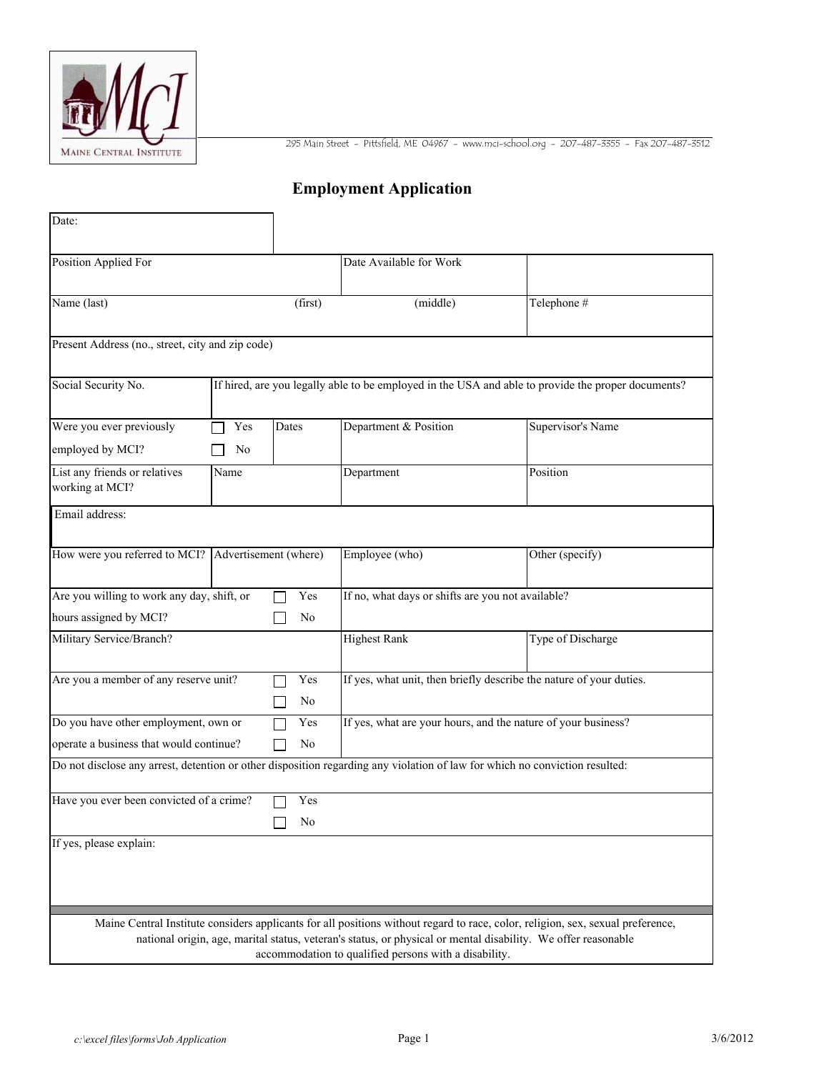MAINE CENTRAL INSTITUTE

295 Main Street - Pittsfield, ME 04967 - www.mci-school.org - 207-487-3355 - Fax 207-487-3512

# Employment Application

| Date: | | | |
|---|---|---|---|
| Position Applied For | | Date Available for Work | |
| Name (last) | (first) | (middle) | Telephone # |
| Present Address (no., street, city and zip code) | | | |
| Social Security No. | If hired, are you legally able to be employed in the USA and able to provide the proper documents? | | |
| Were you ever previously employed by MCI? ☐ Yes ☐ No | Dates | Department & Position | Supervisor's Name |
| List any friends or relatives working at MCI? | Name | Department | Position |
| Email address: | | | |
| How were you referred to MCI? | Advertisement (where) | Employee (who) | Other (specify) |
| Are you willing to work any day, shift, or hours assigned by MCI? ☐ Yes ☐ No | | If no, what days or shifts are you not available? | |
| Military Service/Branch? | | Highest Rank | Type of Discharge |
| Are you a member of any reserve unit? ☐ Yes ☐ No | | If yes, what unit, then briefly describe the nature of your duties. | |
| Do you have other employment, own or operate a business that would continue? ☐ Yes ☐ No | | If yes, what are your hours, and the nature of your business? | |
| Do not disclose any arrest, detention or other disposition regarding any violation of law for which no conviction resulted: | | | |
| Have you ever been convicted of a crime? ☐ Yes ☐ No | | | |
| If yes, please explain: | | | |

Maine Central Institute considers applicants for all positions without regard to race, color, religion, sex, sexual preference, national origin, age, marital status, veteran's status, or physical or mental disability. We offer reasonable accommodation to qualified persons with a disability.

*c:\excel files\forms\Job Application* 3/6/2012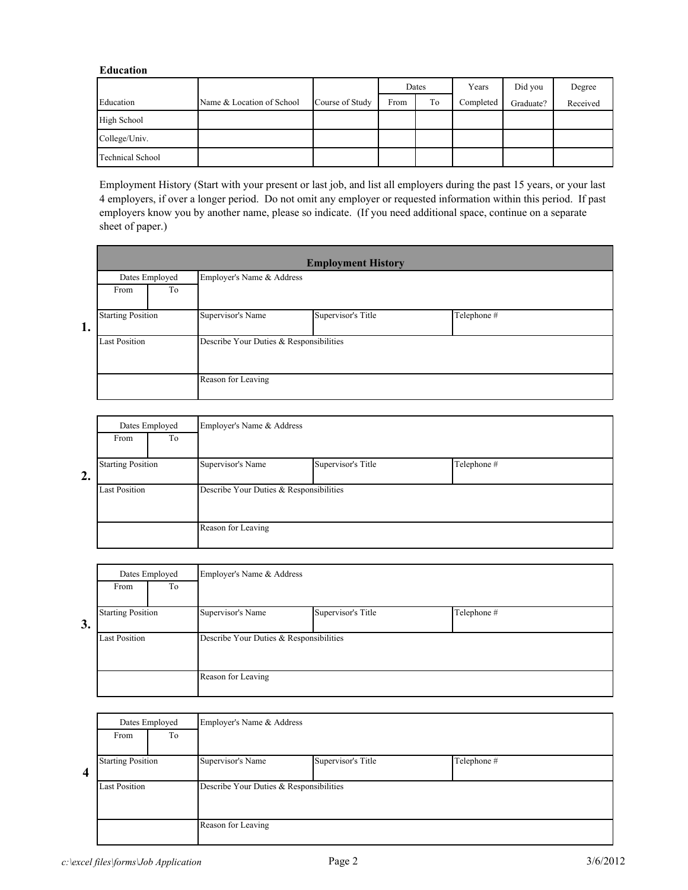**Education**

| Education | Name & Location of School | Course of Study | Dates | | Years Completed | Did you Graduate? | Degree Received |
|---|---|---|---|---|---|---|---|
| | | | From | To | | | |
| High School | | | | | | | |
| College/Univ. | | | | | | | |
| Technical School | | | | | | | |

Employment History (Start with your present or last job, and list all employers during the past 15 years, or your last 4 employers, if over a longer period. Do not omit any employer or requested information within this period. If past employers know you by another name, please so indicate. (If you need additional space, continue on a separate sheet of paper.)

**Employment History**

**1.**

| Dates Employed | | Employer's Name & Address | | |
|---|---|---|---|---|
| From | To | | | |
| Starting Position | | Supervisor's Name | Supervisor's Title | Telephone # |
| Last Position | | Describe Your Duties & Responsibilities | | |
| | | Reason for Leaving | | |

**2.**

| Dates Employed | | Employer's Name & Address | | |
|---|---|---|---|---|
| From | To | | | |
| Starting Position | | Supervisor's Name | Supervisor's Title | Telephone # |
| Last Position | | Describe Your Duties & Responsibilities | | |
| | | Reason for Leaving | | |

**3.**

| Dates Employed | | Employer's Name & Address | | |
|---|---|---|---|---|
| From | To | | | |
| Starting Position | | Supervisor's Name | Supervisor's Title | Telephone # |
| Last Position | | Describe Your Duties & Responsibilities | | |
| | | Reason for Leaving | | |

**4**

| Dates Employed | | Employer's Name & Address | | |
|---|---|---|---|---|
| From | To | | | |
| Starting Position | | Supervisor's Name | Supervisor's Title | Telephone # |
| Last Position | | Describe Your Duties & Responsibilities | | |
| | | Reason for Leaving | | |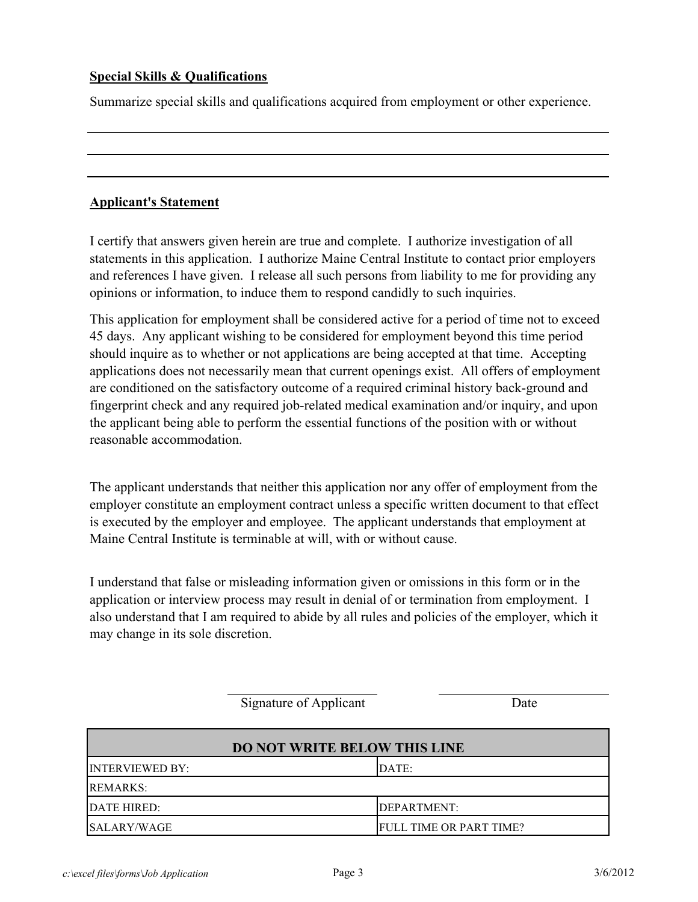**Special Skills & Qualifications**

Summarize special skills and qualifications acquired from employment or other experience.

**Applicant's Statement**

I certify that answers given herein are true and complete. I authorize investigation of all statements in this application. I authorize Maine Central Institute to contact prior employers and references I have given. I release all such persons from liability to me for providing any opinions or information, to induce them to respond candidly to such inquiries.

This application for employment shall be considered active for a period of time not to exceed 45 days. Any applicant wishing to be considered for employment beyond this time period should inquire as to whether or not applications are being accepted at that time. Accepting applications does not necessarily mean that current openings exist. All offers of employment are conditioned on the satisfactory outcome of a required criminal history back-ground and fingerprint check and any required job-related medical examination and/or inquiry, and upon the applicant being able to perform the essential functions of the position with or without reasonable accommodation.

The applicant understands that neither this application nor any offer of employment from the employer constitute an employment contract unless a specific written document to that effect is executed by the employer and employee. The applicant understands that employment at Maine Central Institute is terminable at will, with or without cause.

I understand that false or misleading information given or omissions in this form or in the application or interview process may result in denial of or termination from employment. I also understand that I am required to abide by all rules and policies of the employer, which it may change in its sole discretion.

Signature of Applicant    Date

| DO NOT WRITE BELOW THIS LINE | |
|---|---|
| INTERVIEWED BY: | DATE: |
| REMARKS: | |
| DATE HIRED: | DEPARTMENT: |
| SALARY/WAGE | FULL TIME OR PART TIME? |

*c:\excel files\forms\Job Application*    3/6/2012